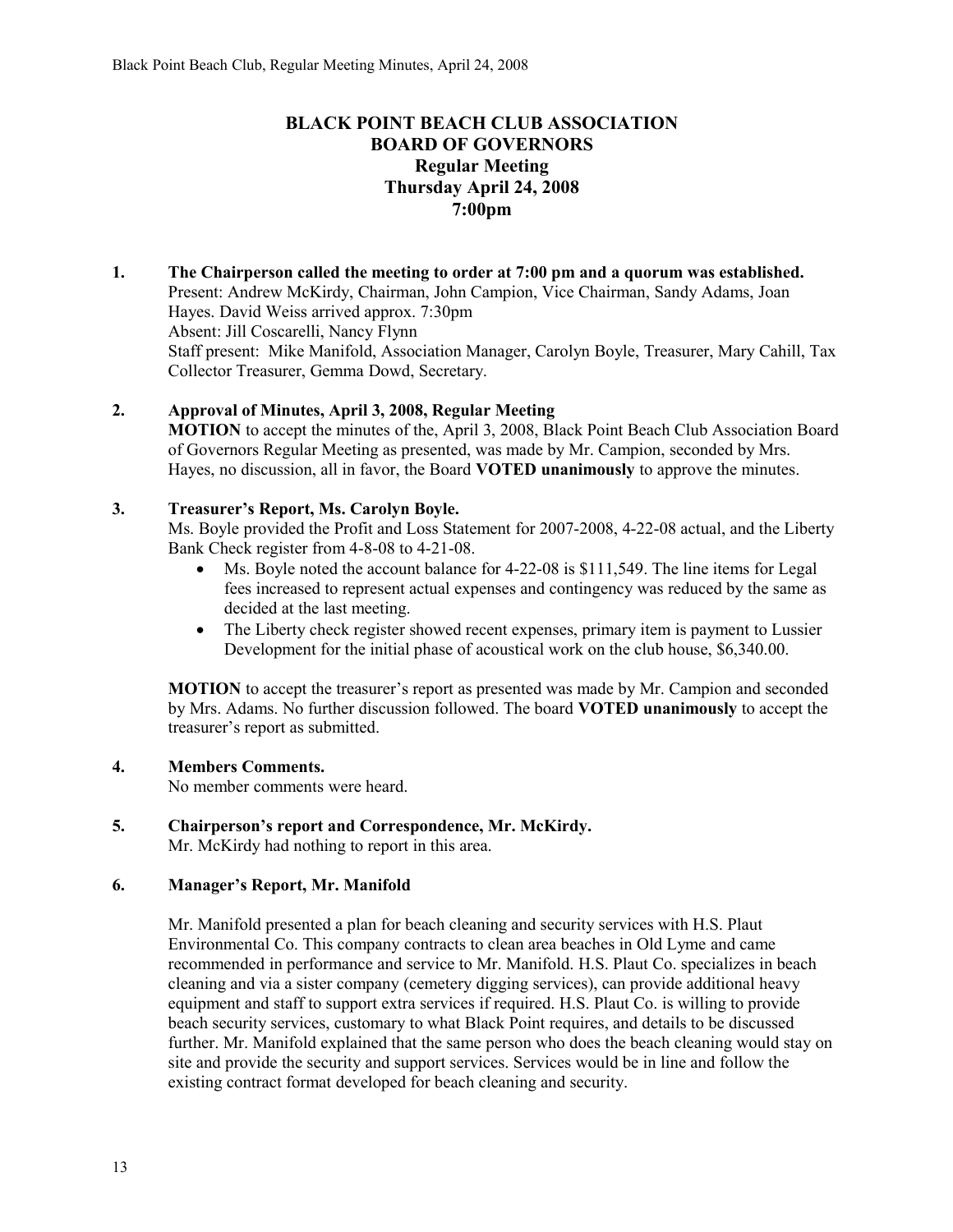# BLACK POINT BEACH CLUB ASSOCIATION
## BOARD OF GOVERNORS
### Regular Meeting
### Thursday April 24, 2008
### 7:00pm

**1. The Chairperson called the meeting to order at 7:00 pm and a quorum was established.**
Present: Andrew McKirdy, Chairman, John Campion, Vice Chairman, Sandy Adams, Joan Hayes. David Weiss arrived approx. 7:30pm
Absent: Jill Coscarelli, Nancy Flynn
Staff present: Mike Manifold, Association Manager, Carolyn Boyle, Treasurer, Mary Cahill, Tax Collector Treasurer, Gemma Dowd, Secretary.

**2. Approval of Minutes, April 3, 2008, Regular Meeting**
**MOTION** to accept the minutes of the, April 3, 2008, Black Point Beach Club Association Board of Governors Regular Meeting as presented, was made by Mr. Campion, seconded by Mrs. Hayes, no discussion, all in favor, the Board **VOTED unanimously** to approve the minutes.

**3. Treasurer's Report, Ms. Carolyn Boyle.**
Ms. Boyle provided the Profit and Loss Statement for 2007-2008, 4-22-08 actual, and the Liberty Bank Check register from 4-8-08 to 4-21-08.

- Ms. Boyle noted the account balance for 4-22-08 is $111,549. The line items for Legal fees increased to represent actual expenses and contingency was reduced by the same as decided at the last meeting.
- The Liberty check register showed recent expenses, primary item is payment to Lussier Development for the initial phase of acoustical work on the club house, $6,340.00.

**MOTION** to accept the treasurer's report as presented was made by Mr. Campion and seconded by Mrs. Adams. No further discussion followed. The board **VOTED unanimously** to accept the treasurer's report as submitted.

**4. Members Comments.**
No member comments were heard.

**5. Chairperson's report and Correspondence, Mr. McKirdy.**
Mr. McKirdy had nothing to report in this area.

**6. Manager's Report, Mr. Manifold**

Mr. Manifold presented a plan for beach cleaning and security services with H.S. Plaut Environmental Co. This company contracts to clean area beaches in Old Lyme and came recommended in performance and service to Mr. Manifold. H.S. Plaut Co. specializes in beach cleaning and via a sister company (cemetery digging services), can provide additional heavy equipment and staff to support extra services if required. H.S. Plaut Co. is willing to provide beach security services, customary to what Black Point requires, and details to be discussed further. Mr. Manifold explained that the same person who does the beach cleaning would stay on site and provide the security and support services. Services would be in line and follow the existing contract format developed for beach cleaning and security.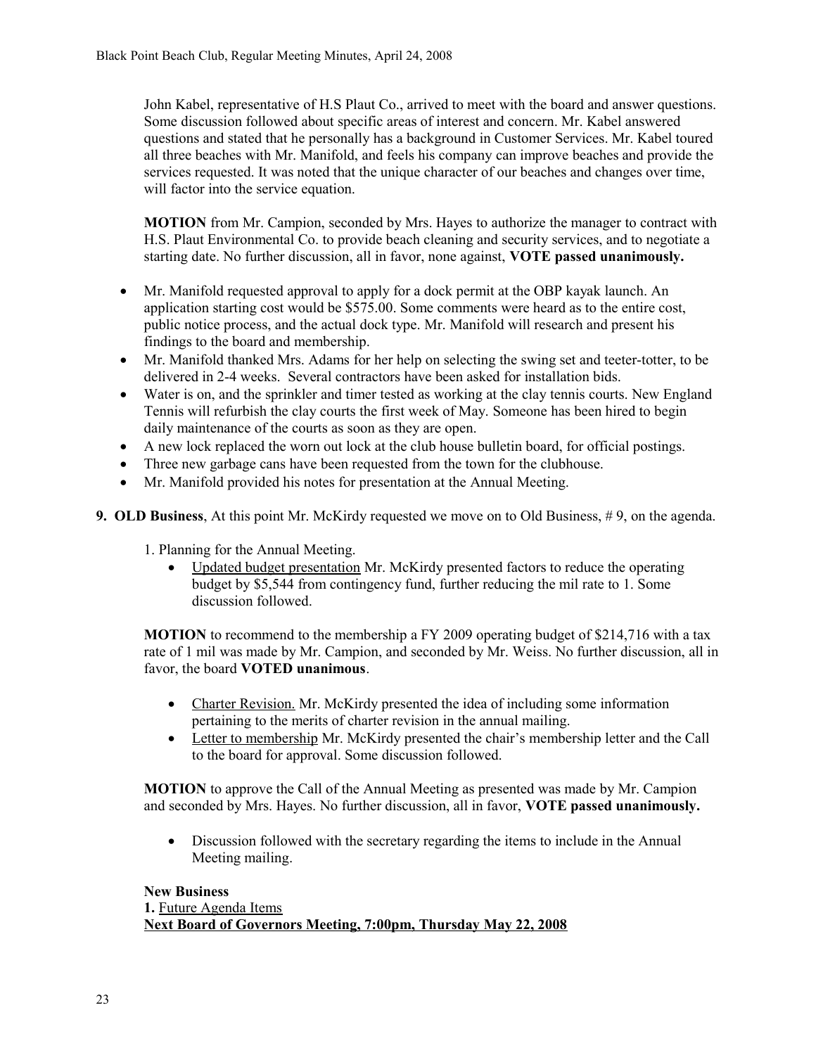John Kabel, representative of H.S Plaut Co., arrived to meet with the board and answer questions. Some discussion followed about specific areas of interest and concern. Mr. Kabel answered questions and stated that he personally has a background in Customer Services. Mr. Kabel toured all three beaches with Mr. Manifold, and feels his company can improve beaches and provide the services requested. It was noted that the unique character of our beaches and changes over time, will factor into the service equation.

**MOTION** from Mr. Campion, seconded by Mrs. Hayes to authorize the manager to contract with H.S. Plaut Environmental Co. to provide beach cleaning and security services, and to negotiate a starting date. No further discussion, all in favor, none against, **VOTE passed unanimously.**

- Mr. Manifold requested approval to apply for a dock permit at the OBP kayak launch. An application starting cost would be $575.00. Some comments were heard as to the entire cost, public notice process, and the actual dock type. Mr. Manifold will research and present his findings to the board and membership.
- Mr. Manifold thanked Mrs. Adams for her help on selecting the swing set and teeter-totter, to be delivered in 2-4 weeks. Several contractors have been asked for installation bids.
- Water is on, and the sprinkler and timer tested as working at the clay tennis courts. New England Tennis will refurbish the clay courts the first week of May. Someone has been hired to begin daily maintenance of the courts as soon as they are open.
- A new lock replaced the worn out lock at the club house bulletin board, for official postings.
- Three new garbage cans have been requested from the town for the clubhouse.
- Mr. Manifold provided his notes for presentation at the Annual Meeting.

**9. OLD Business**, At this point Mr. McKirdy requested we move on to Old Business, # 9, on the agenda.

1. Planning for the Annual Meeting.
   - Updated budget presentation Mr. McKirdy presented factors to reduce the operating budget by $5,544 from contingency fund, further reducing the mil rate to 1. Some discussion followed.

**MOTION** to recommend to the membership a FY 2009 operating budget of $214,716 with a tax rate of 1 mil was made by Mr. Campion, and seconded by Mr. Weiss. No further discussion, all in favor, the board **VOTED unanimous**.

- Charter Revision. Mr. McKirdy presented the idea of including some information pertaining to the merits of charter revision in the annual mailing.
- Letter to membership Mr. McKirdy presented the chair's membership letter and the Call to the board for approval. Some discussion followed.

**MOTION** to approve the Call of the Annual Meeting as presented was made by Mr. Campion and seconded by Mrs. Hayes. No further discussion, all in favor, **VOTE passed unanimously.**

- Discussion followed with the secretary regarding the items to include in the Annual Meeting mailing.

**New Business**
**1.** Future Agenda Items
**Next Board of Governors Meeting, 7:00pm, Thursday May 22, 2008**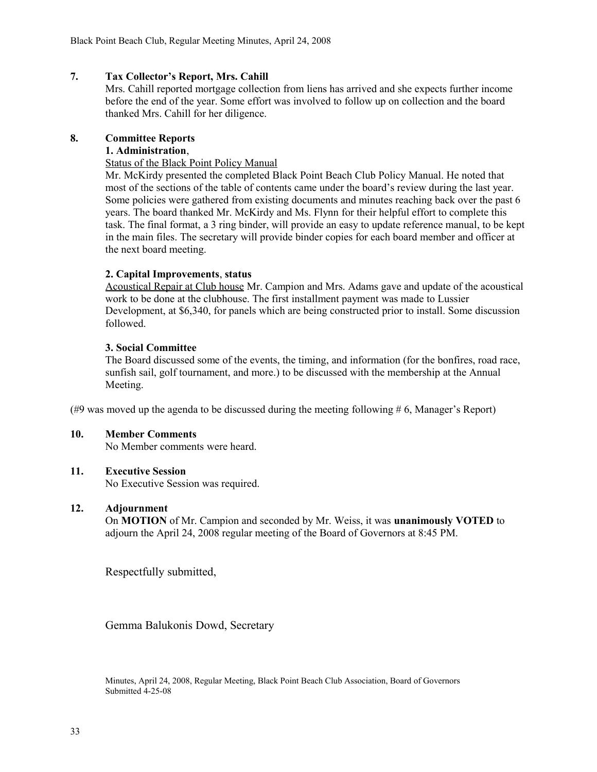**7. Tax Collector's Report, Mrs. Cahill**

Mrs. Cahill reported mortgage collection from liens has arrived and she expects further income before the end of the year. Some effort was involved to follow up on collection and the board thanked Mrs. Cahill for her diligence.

**8. Committee Reports**

**1. Administration**,

Status of the Black Point Policy Manual

Mr. McKirdy presented the completed Black Point Beach Club Policy Manual. He noted that most of the sections of the table of contents came under the board's review during the last year. Some policies were gathered from existing documents and minutes reaching back over the past 6 years. The board thanked Mr. McKirdy and Ms. Flynn for their helpful effort to complete this task. The final format, a 3 ring binder, will provide an easy to update reference manual, to be kept in the main files. The secretary will provide binder copies for each board member and officer at the next board meeting.

**2. Capital Improvements**, **status**

Acoustical Repair at Club house Mr. Campion and Mrs. Adams gave and update of the acoustical work to be done at the clubhouse. The first installment payment was made to Lussier Development, at $6,340, for panels which are being constructed prior to install. Some discussion followed.

**3. Social Committee**

The Board discussed some of the events, the timing, and information (for the bonfires, road race, sunfish sail, golf tournament, and more.) to be discussed with the membership at the Annual Meeting.

(#9 was moved up the agenda to be discussed during the meeting following # 6, Manager's Report)

**10. Member Comments**

No Member comments were heard.

**11. Executive Session**

No Executive Session was required.

**12. Adjournment**

On **MOTION** of Mr. Campion and seconded by Mr. Weiss, it was **unanimously VOTED** to adjourn the April 24, 2008 regular meeting of the Board of Governors at 8:45 PM.

Respectfully submitted,

Gemma Balukonis Dowd, Secretary

Minutes, April 24, 2008, Regular Meeting, Black Point Beach Club Association, Board of Governors
Submitted 4-25-08